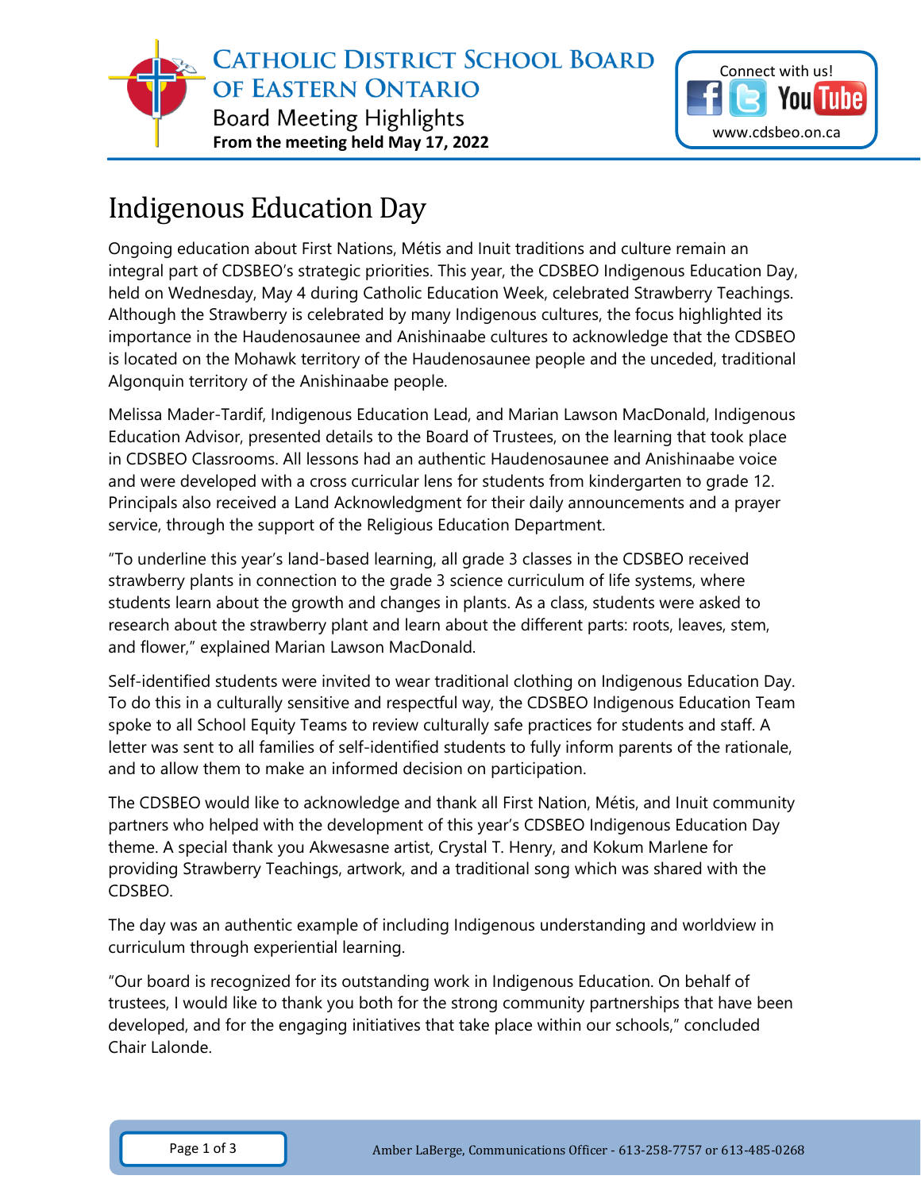# Catholic District School Board of Eastern Ontario

## Board Meeting Highlights

**From the meeting held May 17, 2022**

Connect with us!
www.cdsbeo.on.ca

# Indigenous Education Day

Ongoing education about First Nations, Métis and Inuit traditions and culture remain an integral part of CDSBEO's strategic priorities. This year, the CDSBEO Indigenous Education Day, held on Wednesday, May 4 during Catholic Education Week, celebrated Strawberry Teachings. Although the Strawberry is celebrated by many Indigenous cultures, the focus highlighted its importance in the Haudenosaunee and Anishinaabe cultures to acknowledge that the CDSBEO is located on the Mohawk territory of the Haudenosaunee people and the unceded, traditional Algonquin territory of the Anishinaabe people.

Melissa Mader-Tardif, Indigenous Education Lead, and Marian Lawson MacDonald, Indigenous Education Advisor, presented details to the Board of Trustees, on the learning that took place in CDSBEO Classrooms. All lessons had an authentic Haudenosaunee and Anishinaabe voice and were developed with a cross curricular lens for students from kindergarten to grade 12. Principals also received a Land Acknowledgment for their daily announcements and a prayer service, through the support of the Religious Education Department.

"To underline this year's land-based learning, all grade 3 classes in the CDSBEO received strawberry plants in connection to the grade 3 science curriculum of life systems, where students learn about the growth and changes in plants. As a class, students were asked to research about the strawberry plant and learn about the different parts: roots, leaves, stem, and flower," explained Marian Lawson MacDonald.

Self-identified students were invited to wear traditional clothing on Indigenous Education Day. To do this in a culturally sensitive and respectful way, the CDSBEO Indigenous Education Team spoke to all School Equity Teams to review culturally safe practices for students and staff. A letter was sent to all families of self-identified students to fully inform parents of the rationale, and to allow them to make an informed decision on participation.

The CDSBEO would like to acknowledge and thank all First Nation, Métis, and Inuit community partners who helped with the development of this year's CDSBEO Indigenous Education Day theme. A special thank you Akwesasne artist, Crystal T. Henry, and Kokum Marlene for providing Strawberry Teachings, artwork, and a traditional song which was shared with the CDSBEO.

The day was an authentic example of including Indigenous understanding and worldview in curriculum through experiential learning.

"Our board is recognized for its outstanding work in Indigenous Education. On behalf of trustees, I would like to thank you both for the strong community partnerships that have been developed, and for the engaging initiatives that take place within our schools," concluded Chair Lalonde.

Amber LaBerge, Communications Officer - 613-258-7757 or 613-485-0268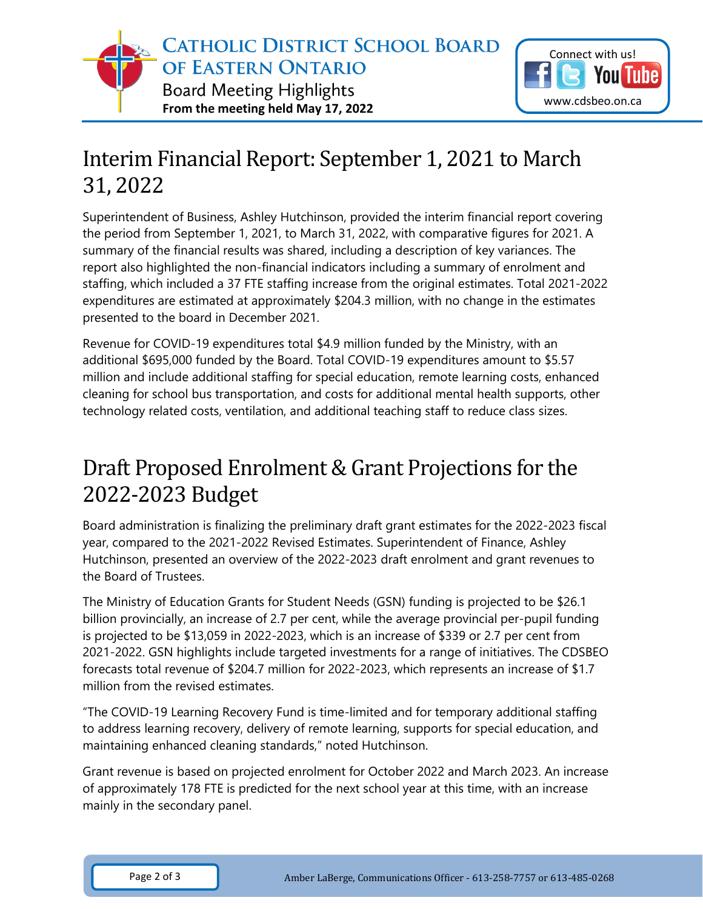## Interim Financial Report: September 1, 2021 to March 31, 2022

Superintendent of Business, Ashley Hutchinson, provided the interim financial report covering the period from September 1, 2021, to March 31, 2022, with comparative figures for 2021. A summary of the financial results was shared, including a description of key variances. The report also highlighted the non-financial indicators including a summary of enrolment and staffing, which included a 37 FTE staffing increase from the original estimates. Total 2021-2022 expenditures are estimated at approximately $204.3 million, with no change in the estimates presented to the board in December 2021.

Revenue for COVID-19 expenditures total $4.9 million funded by the Ministry, with an additional $695,000 funded by the Board. Total COVID-19 expenditures amount to $5.57 million and include additional staffing for special education, remote learning costs, enhanced cleaning for school bus transportation, and costs for additional mental health supports, other technology related costs, ventilation, and additional teaching staff to reduce class sizes.

## Draft Proposed Enrolment & Grant Projections for the 2022-2023 Budget

Board administration is finalizing the preliminary draft grant estimates for the 2022-2023 fiscal year, compared to the 2021-2022 Revised Estimates. Superintendent of Finance, Ashley Hutchinson, presented an overview of the 2022-2023 draft enrolment and grant revenues to the Board of Trustees.

The Ministry of Education Grants for Student Needs (GSN) funding is projected to be $26.1 billion provincially, an increase of 2.7 per cent, while the average provincial per-pupil funding is projected to be $13,059 in 2022-2023, which is an increase of $339 or 2.7 per cent from 2021-2022. GSN highlights include targeted investments for a range of initiatives. The CDSBEO forecasts total revenue of $204.7 million for 2022-2023, which represents an increase of $1.7 million from the revised estimates.

"The COVID-19 Learning Recovery Fund is time-limited and for temporary additional staffing to address learning recovery, delivery of remote learning, supports for special education, and maintaining enhanced cleaning standards," noted Hutchinson.

Grant revenue is based on projected enrolment for October 2022 and March 2023. An increase of approximately 178 FTE is predicted for the next school year at this time, with an increase mainly in the secondary panel.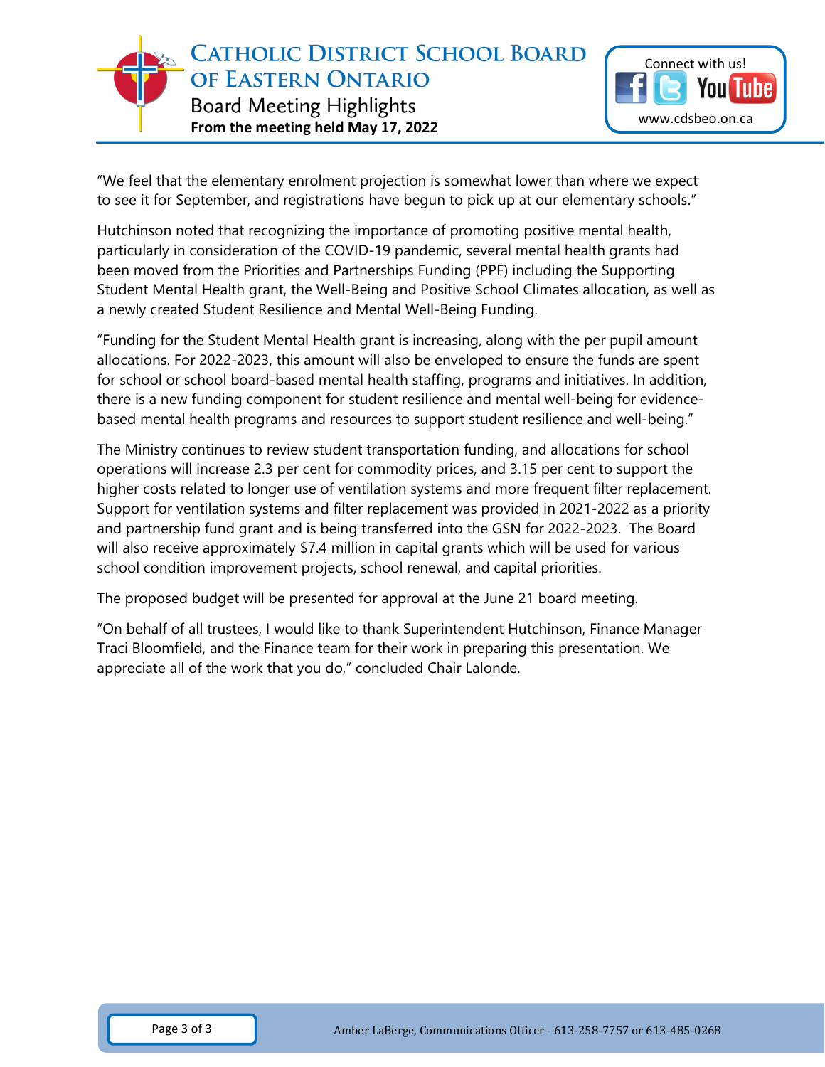"We feel that the elementary enrolment projection is somewhat lower than where we expect to see it for September, and registrations have begun to pick up at our elementary schools."

Hutchinson noted that recognizing the importance of promoting positive mental health, particularly in consideration of the COVID-19 pandemic, several mental health grants had been moved from the Priorities and Partnerships Funding (PPF) including the Supporting Student Mental Health grant, the Well-Being and Positive School Climates allocation, as well as a newly created Student Resilience and Mental Well-Being Funding.

"Funding for the Student Mental Health grant is increasing, along with the per pupil amount allocations. For 2022-2023, this amount will also be enveloped to ensure the funds are spent for school or school board-based mental health staffing, programs and initiatives. In addition, there is a new funding component for student resilience and mental well-being for evidence-based mental health programs and resources to support student resilience and well-being."

The Ministry continues to review student transportation funding, and allocations for school operations will increase 2.3 per cent for commodity prices, and 3.15 per cent to support the higher costs related to longer use of ventilation systems and more frequent filter replacement. Support for ventilation systems and filter replacement was provided in 2021-2022 as a priority and partnership fund grant and is being transferred into the GSN for 2022-2023. The Board will also receive approximately $7.4 million in capital grants which will be used for various school condition improvement projects, school renewal, and capital priorities.

The proposed budget will be presented for approval at the June 21 board meeting.

"On behalf of all trustees, I would like to thank Superintendent Hutchinson, Finance Manager Traci Bloomfield, and the Finance team for their work in preparing this presentation. We appreciate all of the work that you do," concluded Chair Lalonde.

Amber LaBerge, Communications Officer - 613-258-7757 or 613-485-0268